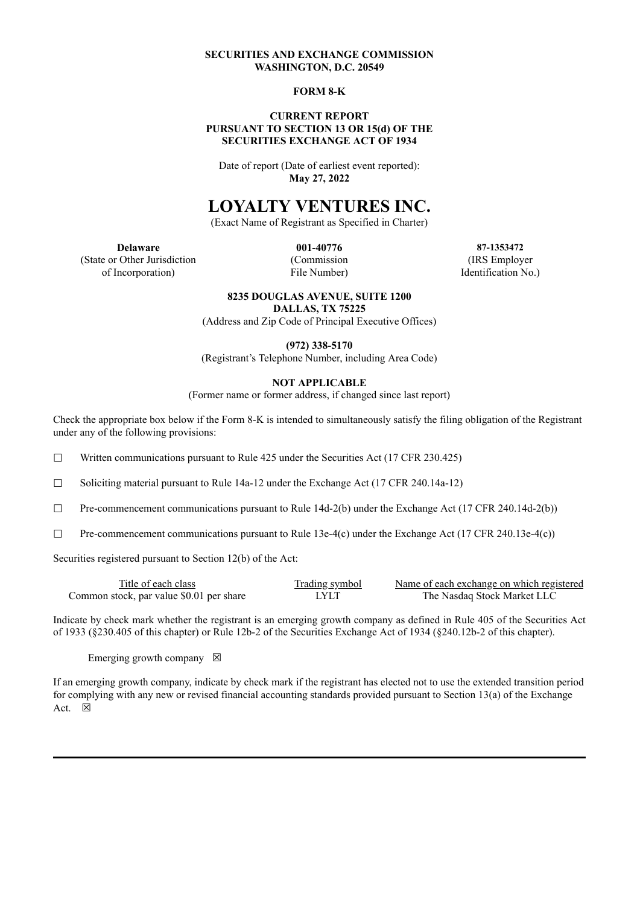**SECURITIES AND EXCHANGE COMMISSION**
**WASHINGTON, D.C. 20549**

**FORM 8-K**

**CURRENT REPORT**
**PURSUANT TO SECTION 13 OR 15(d) OF THE**
**SECURITIES EXCHANGE ACT OF 1934**

Date of report (Date of earliest event reported):
**May 27, 2022**

# LOYALTY VENTURES INC.

(Exact Name of Registrant as Specified in Charter)

| **Delaware** | **001-40776** | **87-1353472** |
|---|---|---|
| (State or Other Jurisdiction of Incorporation) | (Commission File Number) | (IRS Employer Identification No.) |

**8235 DOUGLAS AVENUE, SUITE 1200**
**DALLAS, TX 75225**
(Address and Zip Code of Principal Executive Offices)

**(972) 338-5170**
(Registrant's Telephone Number, including Area Code)

**NOT APPLICABLE**
(Former name or former address, if changed since last report)

Check the appropriate box below if the Form 8-K is intended to simultaneously satisfy the filing obligation of the Registrant under any of the following provisions:

☐ Written communications pursuant to Rule 425 under the Securities Act (17 CFR 230.425)

☐ Soliciting material pursuant to Rule 14a-12 under the Exchange Act (17 CFR 240.14a-12)

☐ Pre-commencement communications pursuant to Rule 14d-2(b) under the Exchange Act (17 CFR 240.14d-2(b))

☐ Pre-commencement communications pursuant to Rule 13e-4(c) under the Exchange Act (17 CFR 240.13e-4(c))

Securities registered pursuant to Section 12(b) of the Act:

| Title of each class | Trading symbol | Name of each exchange on which registered |
|---|---|---|
| Common stock, par value $0.01 per share | LYLT | The Nasdaq Stock Market LLC |

Indicate by check mark whether the registrant is an emerging growth company as defined in Rule 405 of the Securities Act of 1933 (§230.405 of this chapter) or Rule 12b-2 of the Securities Exchange Act of 1934 (§240.12b-2 of this chapter).

Emerging growth company ☒

If an emerging growth company, indicate by check mark if the registrant has elected not to use the extended transition period for complying with any new or revised financial accounting standards provided pursuant to Section 13(a) of the Exchange Act. ☒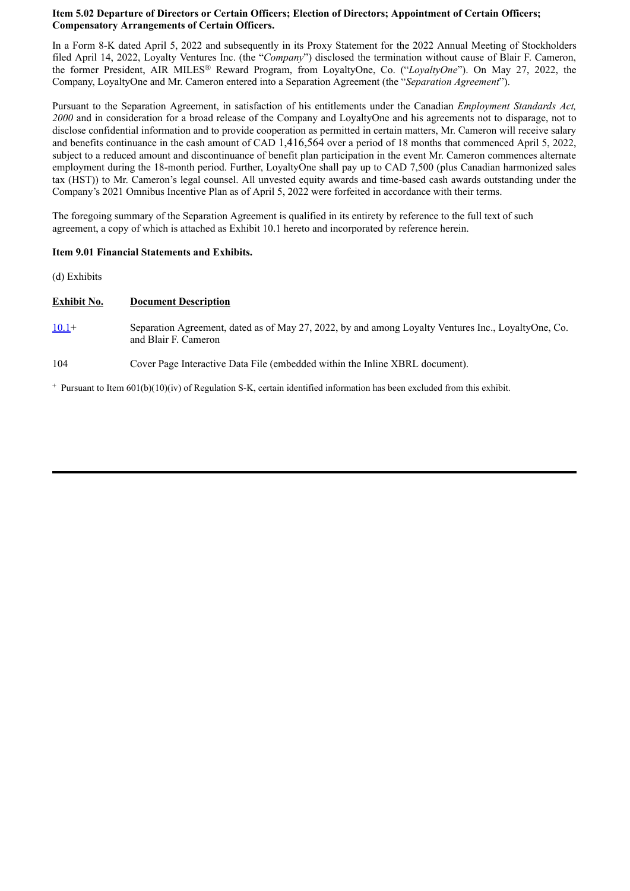**Item 5.02 Departure of Directors or Certain Officers; Election of Directors; Appointment of Certain Officers; Compensatory Arrangements of Certain Officers.**

In a Form 8-K dated April 5, 2022 and subsequently in its Proxy Statement for the 2022 Annual Meeting of Stockholders filed April 14, 2022, Loyalty Ventures Inc. (the "*Company*") disclosed the termination without cause of Blair F. Cameron, the former President, AIR MILES® Reward Program, from LoyaltyOne, Co. ("*LoyaltyOne*"). On May 27, 2022, the Company, LoyaltyOne and Mr. Cameron entered into a Separation Agreement (the "*Separation Agreement*").

Pursuant to the Separation Agreement, in satisfaction of his entitlements under the Canadian *Employment Standards Act, 2000* and in consideration for a broad release of the Company and LoyaltyOne and his agreements not to disparage, not to disclose confidential information and to provide cooperation as permitted in certain matters, Mr. Cameron will receive salary and benefits continuance in the cash amount of CAD 1,416,564 over a period of 18 months that commenced April 5, 2022, subject to a reduced amount and discontinuance of benefit plan participation in the event Mr. Cameron commences alternate employment during the 18-month period. Further, LoyaltyOne shall pay up to CAD 7,500 (plus Canadian harmonized sales tax (HST)) to Mr. Cameron's legal counsel. All unvested equity awards and time-based cash awards outstanding under the Company's 2021 Omnibus Incentive Plan as of April 5, 2022 were forfeited in accordance with their terms.

The foregoing summary of the Separation Agreement is qualified in its entirety by reference to the full text of such agreement, a copy of which is attached as Exhibit 10.1 hereto and incorporated by reference herein.

**Item 9.01 Financial Statements and Exhibits.**

(d) Exhibits

| Exhibit No. | Document Description |
|---|---|
| 10.1+ | Separation Agreement, dated as of May 27, 2022, by and among Loyalty Ventures Inc., LoyaltyOne, Co. and Blair F. Cameron |
| 104 | Cover Page Interactive Data File (embedded within the Inline XBRL document). |

+ Pursuant to Item 601(b)(10)(iv) of Regulation S-K, certain identified information has been excluded from this exhibit.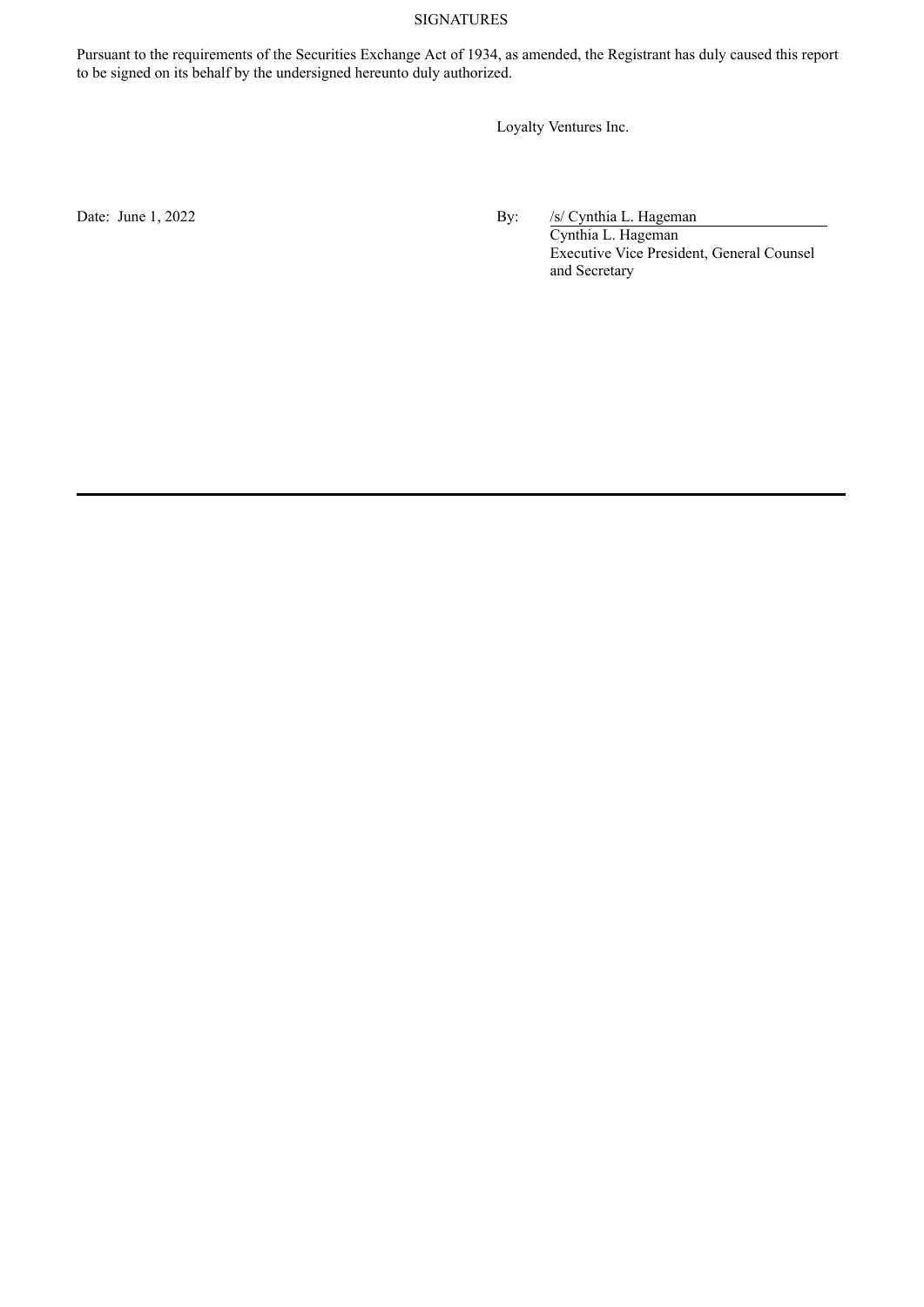SIGNATURES

Pursuant to the requirements of the Securities Exchange Act of 1934, as amended, the Registrant has duly caused this report to be signed on its behalf by the undersigned hereunto duly authorized.

Loyalty Ventures Inc.

Date: June 1, 2022

By: /s/ Cynthia L. Hageman
Cynthia L. Hageman
Executive Vice President, General Counsel and Secretary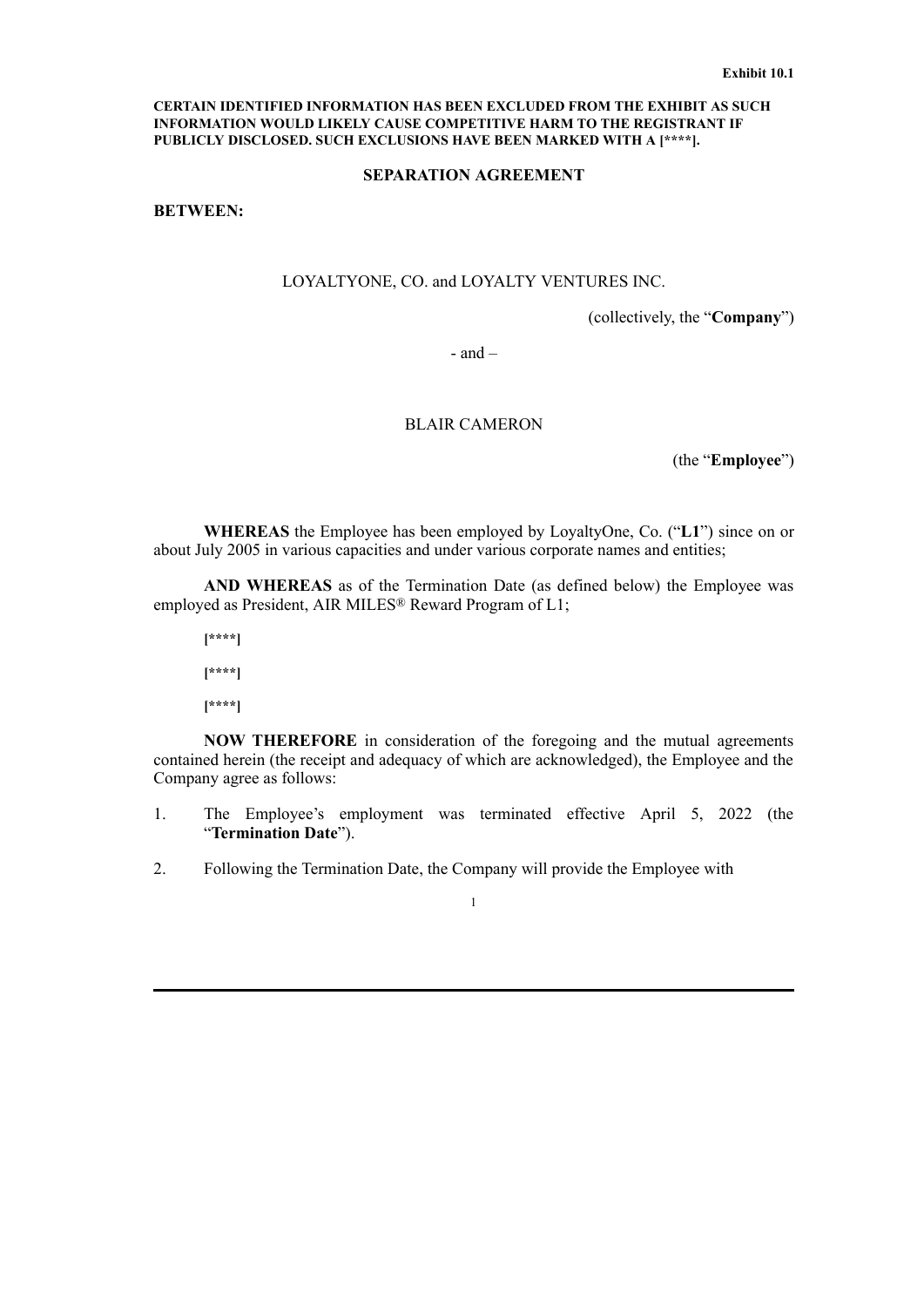**Exhibit 10.1**

**CERTAIN IDENTIFIED INFORMATION HAS BEEN EXCLUDED FROM THE EXHIBIT AS SUCH INFORMATION WOULD LIKELY CAUSE COMPETITIVE HARM TO THE REGISTRANT IF PUBLICLY DISCLOSED. SUCH EXCLUSIONS HAVE BEEN MARKED WITH A [****].**

# SEPARATION AGREEMENT

**BETWEEN:**

LOYALTYONE, CO. and LOYALTY VENTURES INC.

(collectively, the "**Company**")

- and –

BLAIR CAMERON

(the "**Employee**")

**WHEREAS** the Employee has been employed by LoyaltyOne, Co. ("**L1**") since on or about July 2005 in various capacities and under various corporate names and entities;

**AND WHEREAS** as of the Termination Date (as defined below) the Employee was employed as President, AIR MILES® Reward Program of L1;

**[****]**

**[****]**

**[****]**

**NOW THEREFORE** in consideration of the foregoing and the mutual agreements contained herein (the receipt and adequacy of which are acknowledged), the Employee and the Company agree as follows:

1. The Employee's employment was terminated effective April 5, 2022 (the "**Termination Date**").

2. Following the Termination Date, the Company will provide the Employee with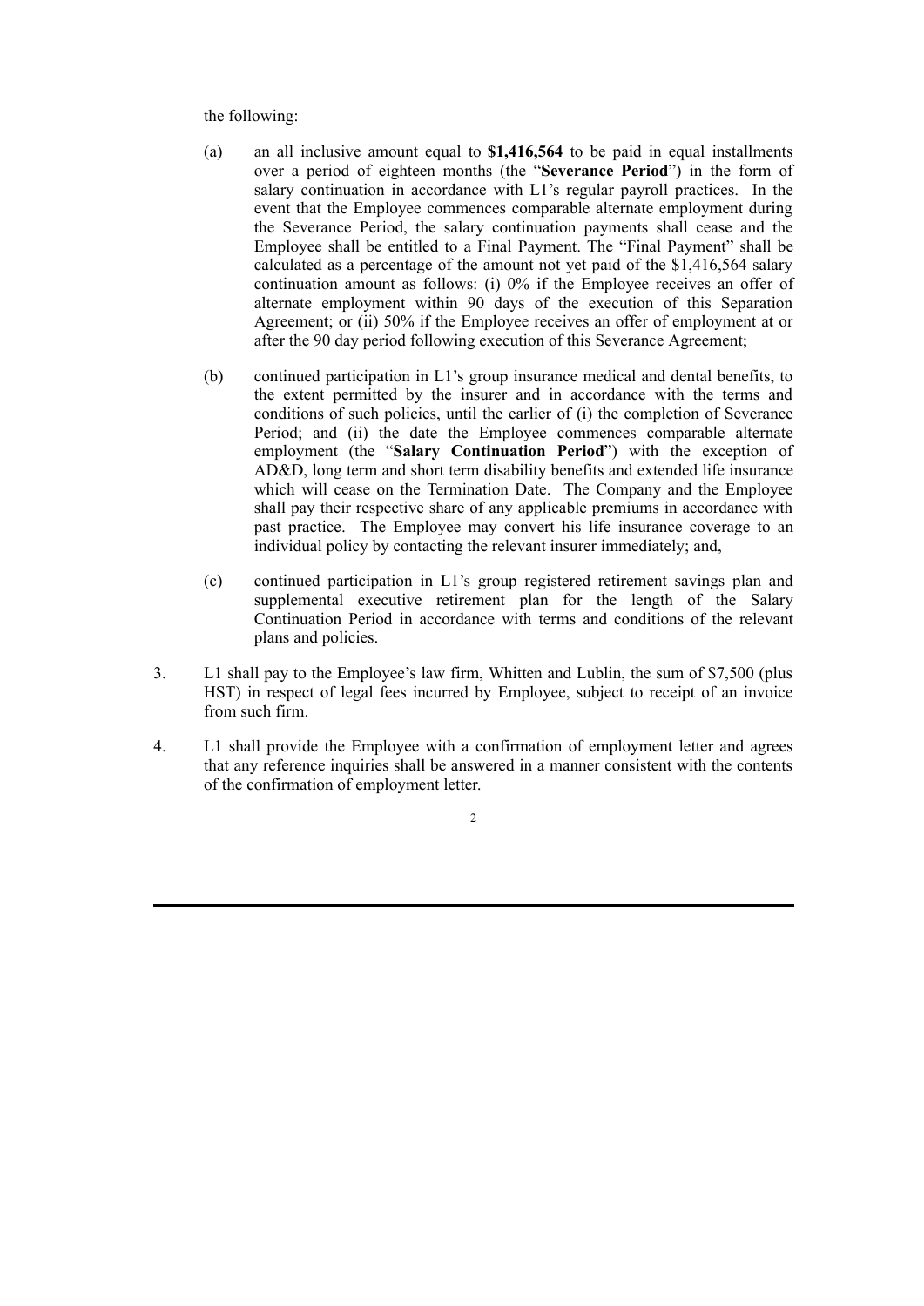the following:

(a) an all inclusive amount equal to **$1,416,564** to be paid in equal installments over a period of eighteen months (the "**Severance Period**") in the form of salary continuation in accordance with L1's regular payroll practices. In the event that the Employee commences comparable alternate employment during the Severance Period, the salary continuation payments shall cease and the Employee shall be entitled to a Final Payment. The "Final Payment" shall be calculated as a percentage of the amount not yet paid of the $1,416,564 salary continuation amount as follows: (i) 0% if the Employee receives an offer of alternate employment within 90 days of the execution of this Separation Agreement; or (ii) 50% if the Employee receives an offer of employment at or after the 90 day period following execution of this Severance Agreement;

(b) continued participation in L1's group insurance medical and dental benefits, to the extent permitted by the insurer and in accordance with the terms and conditions of such policies, until the earlier of (i) the completion of Severance Period; and (ii) the date the Employee commences comparable alternate employment (the "**Salary Continuation Period**") with the exception of AD&D, long term and short term disability benefits and extended life insurance which will cease on the Termination Date. The Company and the Employee shall pay their respective share of any applicable premiums in accordance with past practice. The Employee may convert his life insurance coverage to an individual policy by contacting the relevant insurer immediately; and,

(c) continued participation in L1's group registered retirement savings plan and supplemental executive retirement plan for the length of the Salary Continuation Period in accordance with terms and conditions of the relevant plans and policies.

3. L1 shall pay to the Employee's law firm, Whitten and Lublin, the sum of $7,500 (plus HST) in respect of legal fees incurred by Employee, subject to receipt of an invoice from such firm.

4. L1 shall provide the Employee with a confirmation of employment letter and agrees that any reference inquiries shall be answered in a manner consistent with the contents of the confirmation of employment letter.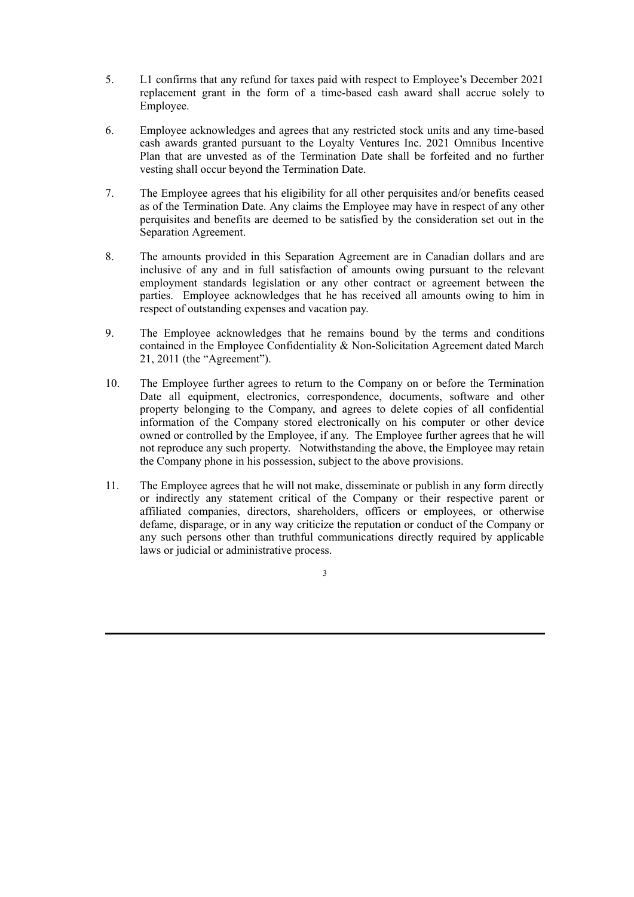5. L1 confirms that any refund for taxes paid with respect to Employee's December 2021 replacement grant in the form of a time-based cash award shall accrue solely to Employee.

6. Employee acknowledges and agrees that any restricted stock units and any time-based cash awards granted pursuant to the Loyalty Ventures Inc. 2021 Omnibus Incentive Plan that are unvested as of the Termination Date shall be forfeited and no further vesting shall occur beyond the Termination Date.

7. The Employee agrees that his eligibility for all other perquisites and/or benefits ceased as of the Termination Date. Any claims the Employee may have in respect of any other perquisites and benefits are deemed to be satisfied by the consideration set out in the Separation Agreement.

8. The amounts provided in this Separation Agreement are in Canadian dollars and are inclusive of any and in full satisfaction of amounts owing pursuant to the relevant employment standards legislation or any other contract or agreement between the parties. Employee acknowledges that he has received all amounts owing to him in respect of outstanding expenses and vacation pay.

9. The Employee acknowledges that he remains bound by the terms and conditions contained in the Employee Confidentiality & Non-Solicitation Agreement dated March 21, 2011 (the "Agreement").

10. The Employee further agrees to return to the Company on or before the Termination Date all equipment, electronics, correspondence, documents, software and other property belonging to the Company, and agrees to delete copies of all confidential information of the Company stored electronically on his computer or other device owned or controlled by the Employee, if any. The Employee further agrees that he will not reproduce any such property. Notwithstanding the above, the Employee may retain the Company phone in his possession, subject to the above provisions.

11. The Employee agrees that he will not make, disseminate or publish in any form directly or indirectly any statement critical of the Company or their respective parent or affiliated companies, directors, shareholders, officers or employees, or otherwise defame, disparage, or in any way criticize the reputation or conduct of the Company or any such persons other than truthful communications directly required by applicable laws or judicial or administrative process.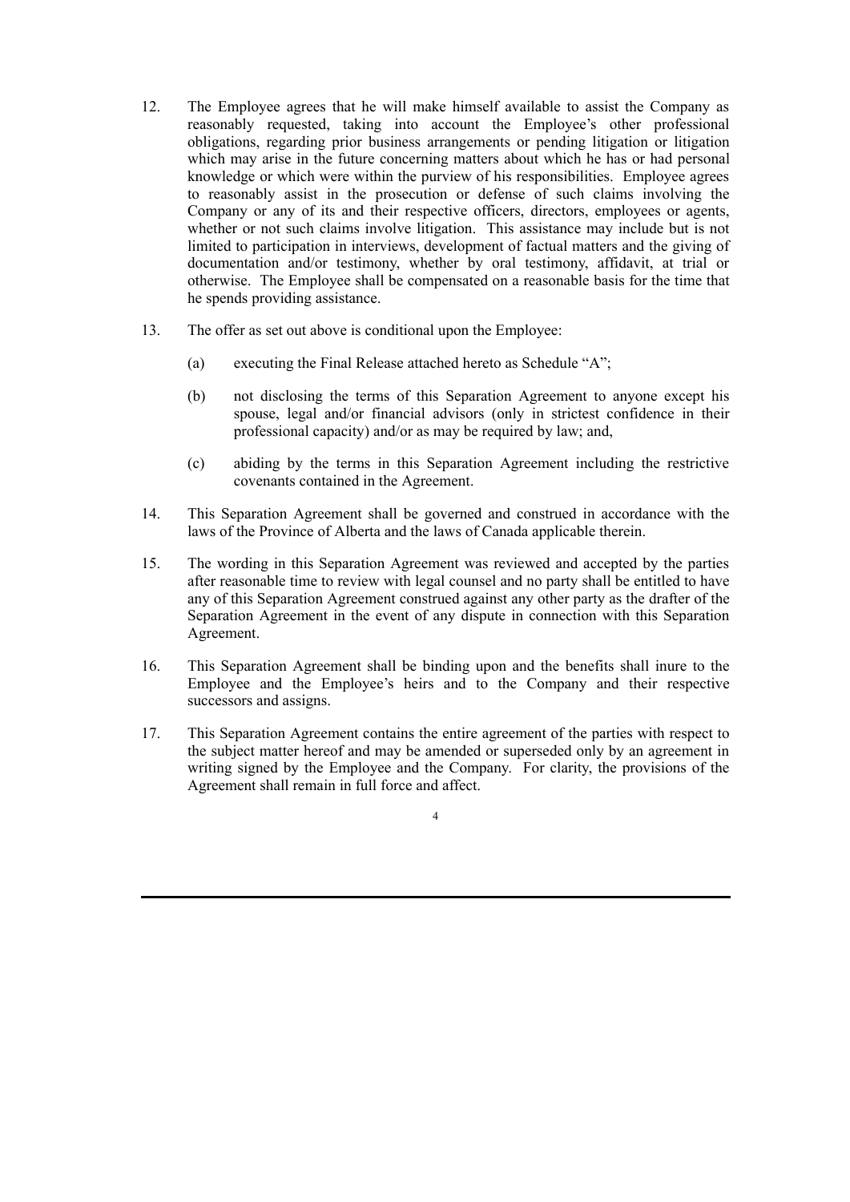12. The Employee agrees that he will make himself available to assist the Company as reasonably requested, taking into account the Employee's other professional obligations, regarding prior business arrangements or pending litigation or litigation which may arise in the future concerning matters about which he has or had personal knowledge or which were within the purview of his responsibilities. Employee agrees to reasonably assist in the prosecution or defense of such claims involving the Company or any of its and their respective officers, directors, employees or agents, whether or not such claims involve litigation. This assistance may include but is not limited to participation in interviews, development of factual matters and the giving of documentation and/or testimony, whether by oral testimony, affidavit, at trial or otherwise. The Employee shall be compensated on a reasonable basis for the time that he spends providing assistance.

13. The offer as set out above is conditional upon the Employee:

    (a) executing the Final Release attached hereto as Schedule "A";

    (b) not disclosing the terms of this Separation Agreement to anyone except his spouse, legal and/or financial advisors (only in strictest confidence in their professional capacity) and/or as may be required by law; and,

    (c) abiding by the terms in this Separation Agreement including the restrictive covenants contained in the Agreement.

14. This Separation Agreement shall be governed and construed in accordance with the laws of the Province of Alberta and the laws of Canada applicable therein.

15. The wording in this Separation Agreement was reviewed and accepted by the parties after reasonable time to review with legal counsel and no party shall be entitled to have any of this Separation Agreement construed against any other party as the drafter of the Separation Agreement in the event of any dispute in connection with this Separation Agreement.

16. This Separation Agreement shall be binding upon and the benefits shall inure to the Employee and the Employee's heirs and to the Company and their respective successors and assigns.

17. This Separation Agreement contains the entire agreement of the parties with respect to the subject matter hereof and may be amended or superseded only by an agreement in writing signed by the Employee and the Company. For clarity, the provisions of the Agreement shall remain in full force and affect.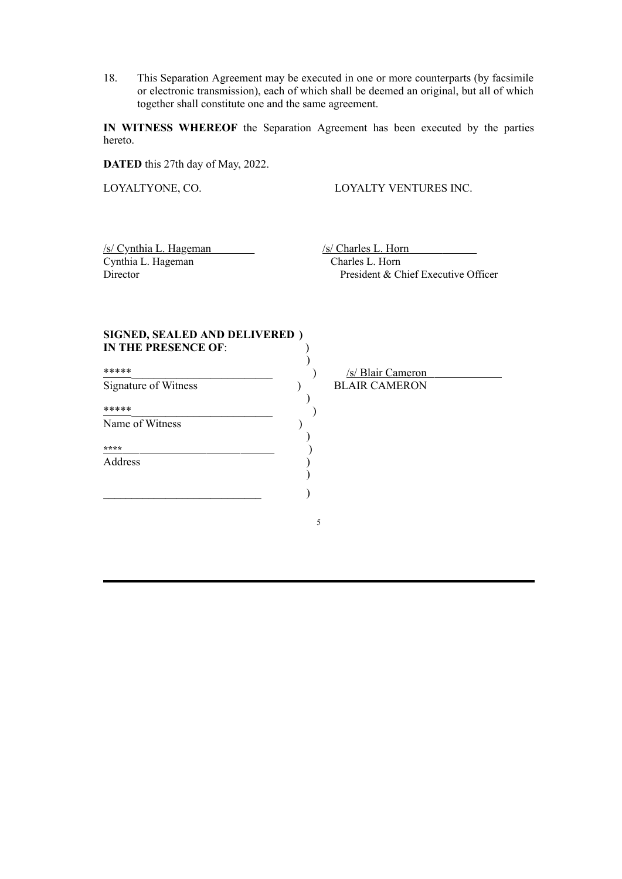18. This Separation Agreement may be executed in one or more counterparts (by facsimile or electronic transmission), each of which shall be deemed an original, but all of which together shall constitute one and the same agreement.

**IN WITNESS WHEREOF** the Separation Agreement has been executed by the parties hereto.

**DATED** this 27th day of May, 2022.

| LOYALTYONE, CO. | LOYALTY VENTURES INC. |
|---|---|
| /s/ Cynthia L. Hageman | /s/ Charles L. Horn |
| Cynthia L. Hageman | Charles L. Horn |
| Director | President & Chief Executive Officer |

**SIGNED, SEALED AND DELIVERED**
**IN THE PRESENCE OF**:

| | |
|---|---|
| ***** | /s/ Blair Cameron |
| Signature of Witness | BLAIR CAMERON |
| ***** | |
| Name of Witness | |
| **** | |
| Address | |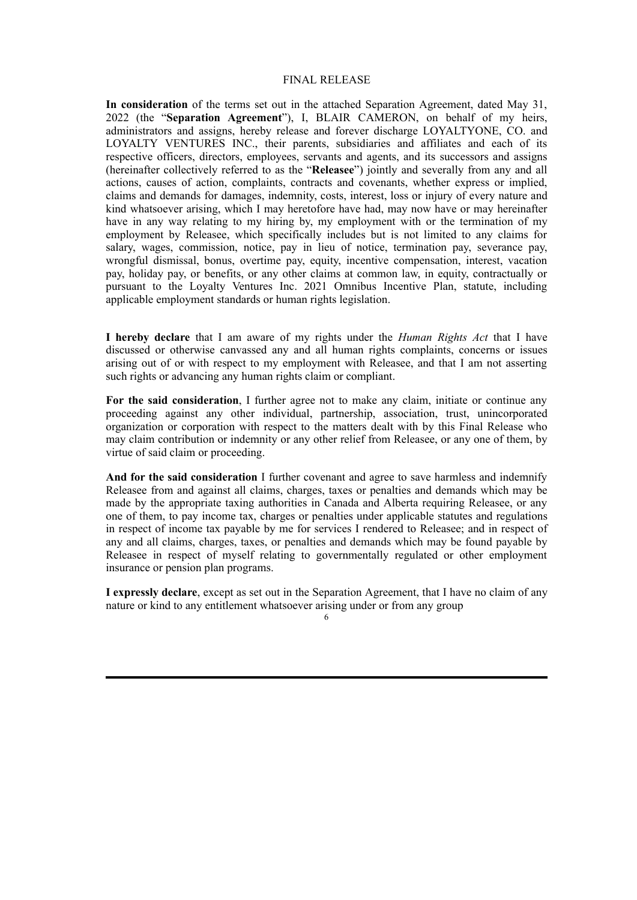FINAL RELEASE

**In consideration** of the terms set out in the attached Separation Agreement, dated May 31, 2022 (the "**Separation Agreement**"), I, BLAIR CAMERON, on behalf of my heirs, administrators and assigns, hereby release and forever discharge LOYALTYONE, CO. and LOYALTY VENTURES INC., their parents, subsidiaries and affiliates and each of its respective officers, directors, employees, servants and agents, and its successors and assigns (hereinafter collectively referred to as the "**Releasee**") jointly and severally from any and all actions, causes of action, complaints, contracts and covenants, whether express or implied, claims and demands for damages, indemnity, costs, interest, loss or injury of every nature and kind whatsoever arising, which I may heretofore have had, may now have or may hereinafter have in any way relating to my hiring by, my employment with or the termination of my employment by Releasee, which specifically includes but is not limited to any claims for salary, wages, commission, notice, pay in lieu of notice, termination pay, severance pay, wrongful dismissal, bonus, overtime pay, equity, incentive compensation, interest, vacation pay, holiday pay, or benefits, or any other claims at common law, in equity, contractually or pursuant to the Loyalty Ventures Inc. 2021 Omnibus Incentive Plan, statute, including applicable employment standards or human rights legislation.

**I hereby declare** that I am aware of my rights under the *Human Rights Act* that I have discussed or otherwise canvassed any and all human rights complaints, concerns or issues arising out of or with respect to my employment with Releasee, and that I am not asserting such rights or advancing any human rights claim or compliant.

**For the said consideration**, I further agree not to make any claim, initiate or continue any proceeding against any other individual, partnership, association, trust, unincorporated organization or corporation with respect to the matters dealt with by this Final Release who may claim contribution or indemnity or any other relief from Releasee, or any one of them, by virtue of said claim or proceeding.

**And for the said consideration** I further covenant and agree to save harmless and indemnify Releasee from and against all claims, charges, taxes or penalties and demands which may be made by the appropriate taxing authorities in Canada and Alberta requiring Releasee, or any one of them, to pay income tax, charges or penalties under applicable statutes and regulations in respect of income tax payable by me for services I rendered to Releasee; and in respect of any and all claims, charges, taxes, or penalties and demands which may be found payable by Releasee in respect of myself relating to governmentally regulated or other employment insurance or pension plan programs.

**I expressly declare**, except as set out in the Separation Agreement, that I have no claim of any nature or kind to any entitlement whatsoever arising under or from any group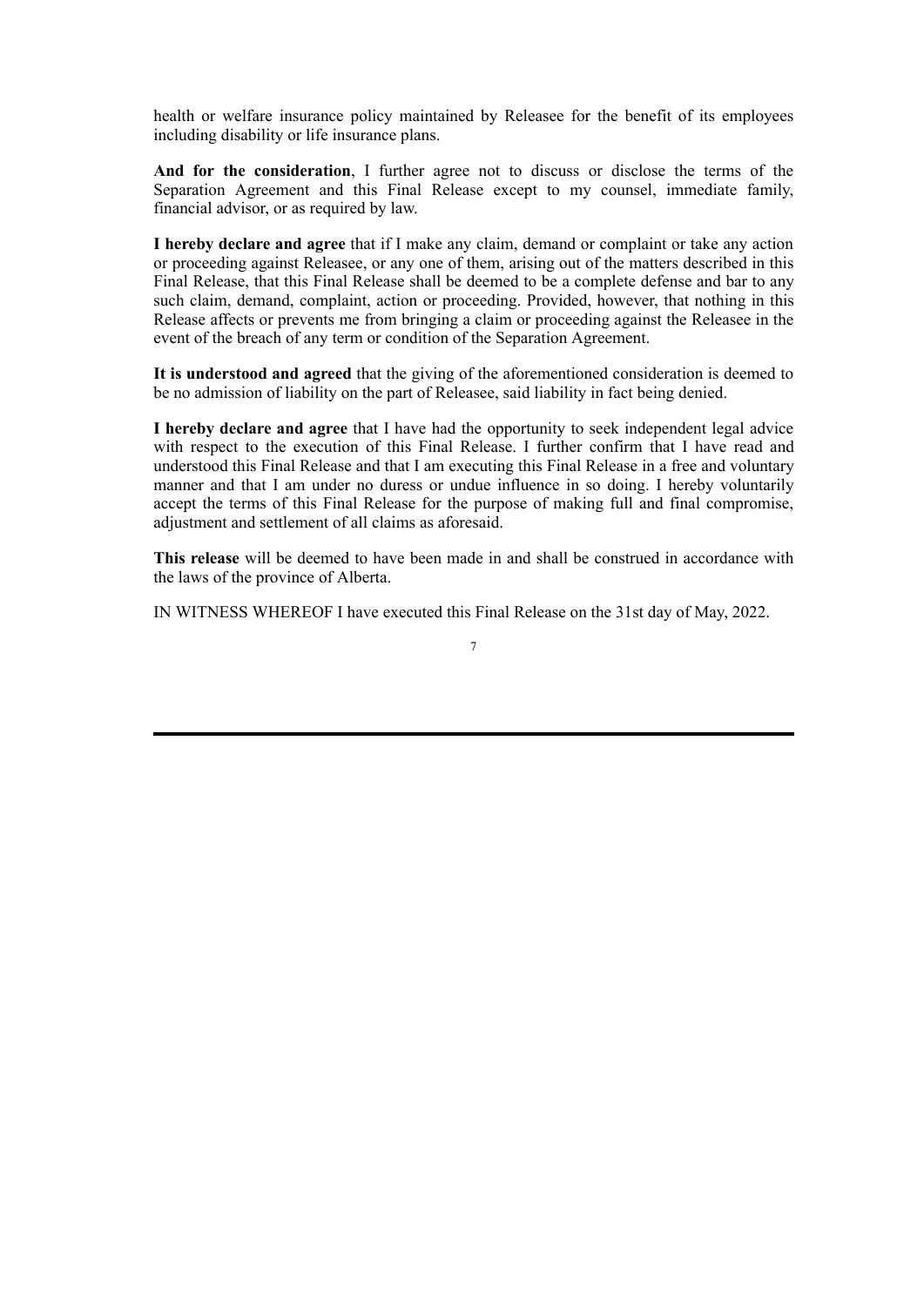health or welfare insurance policy maintained by Releasee for the benefit of its employees including disability or life insurance plans.

**And for the consideration**, I further agree not to discuss or disclose the terms of the Separation Agreement and this Final Release except to my counsel, immediate family, financial advisor, or as required by law.

**I hereby declare and agree** that if I make any claim, demand or complaint or take any action or proceeding against Releasee, or any one of them, arising out of the matters described in this Final Release, that this Final Release shall be deemed to be a complete defense and bar to any such claim, demand, complaint, action or proceeding. Provided, however, that nothing in this Release affects or prevents me from bringing a claim or proceeding against the Releasee in the event of the breach of any term or condition of the Separation Agreement.

**It is understood and agreed** that the giving of the aforementioned consideration is deemed to be no admission of liability on the part of Releasee, said liability in fact being denied.

**I hereby declare and agree** that I have had the opportunity to seek independent legal advice with respect to the execution of this Final Release. I further confirm that I have read and understood this Final Release and that I am executing this Final Release in a free and voluntary manner and that I am under no duress or undue influence in so doing. I hereby voluntarily accept the terms of this Final Release for the purpose of making full and final compromise, adjustment and settlement of all claims as aforesaid.

**This release** will be deemed to have been made in and shall be construed in accordance with the laws of the province of Alberta.

IN WITNESS WHEREOF I have executed this Final Release on the 31st day of May, 2022.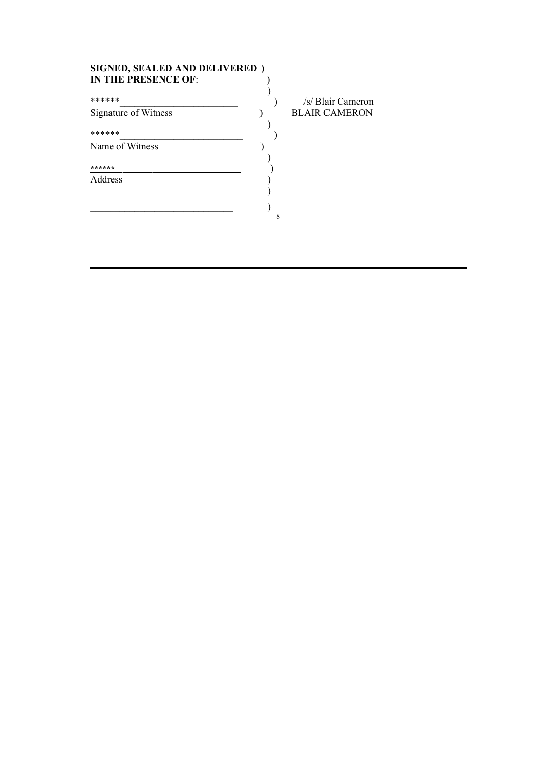**SIGNED, SEALED AND DELIVERED )**
**IN THE PRESENCE OF**: )

| | | |
|---|---|---|
| ****** | ) | /s/ Blair Cameron |
| Signature of Witness | ) | BLAIR CAMERON |
| ****** | ) | |
| Name of Witness | ) | |
| ****** | ) | |
| Address | ) | |
| | ) | |